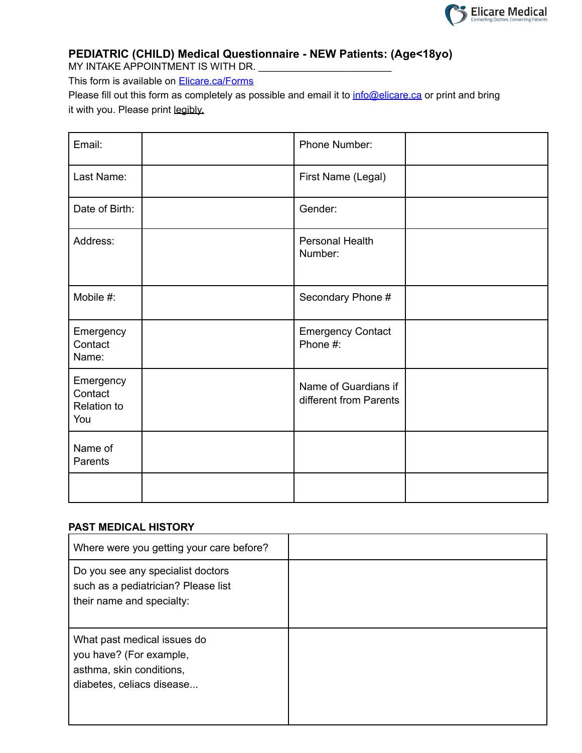Elicare Medical
Connecting Doctors, Connecting Patients

## PEDIATRIC (CHILD) Medical Questionnaire - NEW Patients: (Age<18yo)

MY INTAKE APPOINTMENT IS WITH DR. ________________________

This form is available on [Elicare.ca/Forms](Elicare.ca/Forms)

Please fill out this form as completely as possible and email it to [info@elicare.ca](mailto:info@elicare.ca) or print and bring it with you. Please print legibly.

| | | | |
|---|---|---|---|
| Email: | | Phone Number: | |
| Last Name: | | First Name (Legal) | |
| Date of Birth: | | Gender: | |
| Address: | | Personal Health Number: | |
| Mobile #: | | Secondary Phone # | |
| Emergency Contact Name: | | Emergency Contact Phone #: | |
| Emergency Contact Relation to You | | Name of Guardians if different from Parents | |
| Name of Parents | | | |
| | | | |

### PAST MEDICAL HISTORY

| | |
|---|---|
| Where were you getting your care before? | |
| Do you see any specialist doctors such as a pediatrician? Please list their name and specialty: | |
| What past medical issues do you have? (For example, asthma, skin conditions, diabetes, celiacs disease... | |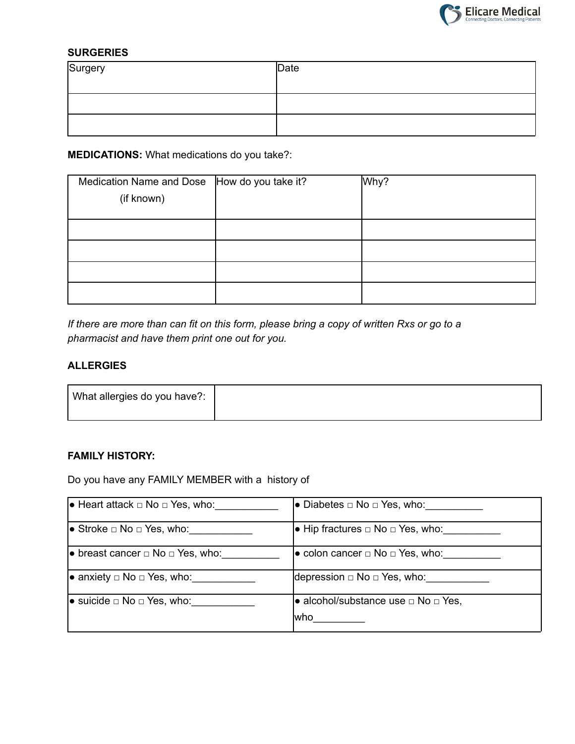**SURGERIES**

| Surgery | Date |
| --- | --- |
| | |
| | |

**MEDICATIONS:** What medications do you take?:

| Medication Name and Dose (if known) | How do you take it? | Why? |
| --- | --- | --- |
| | | |
| | | |
| | | |
| | | |

*If there are more than can fit on this form, please bring a copy of written Rxs or go to a pharmacist and have them print one out for you.*

**ALLERGIES**

| What allergies do you have?: | |
| --- | --- |

**FAMILY HISTORY:**

Do you have any FAMILY MEMBER with a history of

| | |
| --- | --- |
| ● Heart attack □ No □ Yes, who:___________ | ● Diabetes □ No □ Yes, who:__________ |
| ● Stroke □ No □ Yes, who:___________ | ● Hip fractures □ No □ Yes, who:__________ |
| ● breast cancer □ No □ Yes, who:__________ | ● colon cancer □ No □ Yes, who:__________ |
| ● anxiety □ No □ Yes, who:___________ | depression □ No □ Yes, who:___________ |
| ● suicide □ No □ Yes, who:___________ | ● alcohol/substance use □ No □ Yes, who_________ |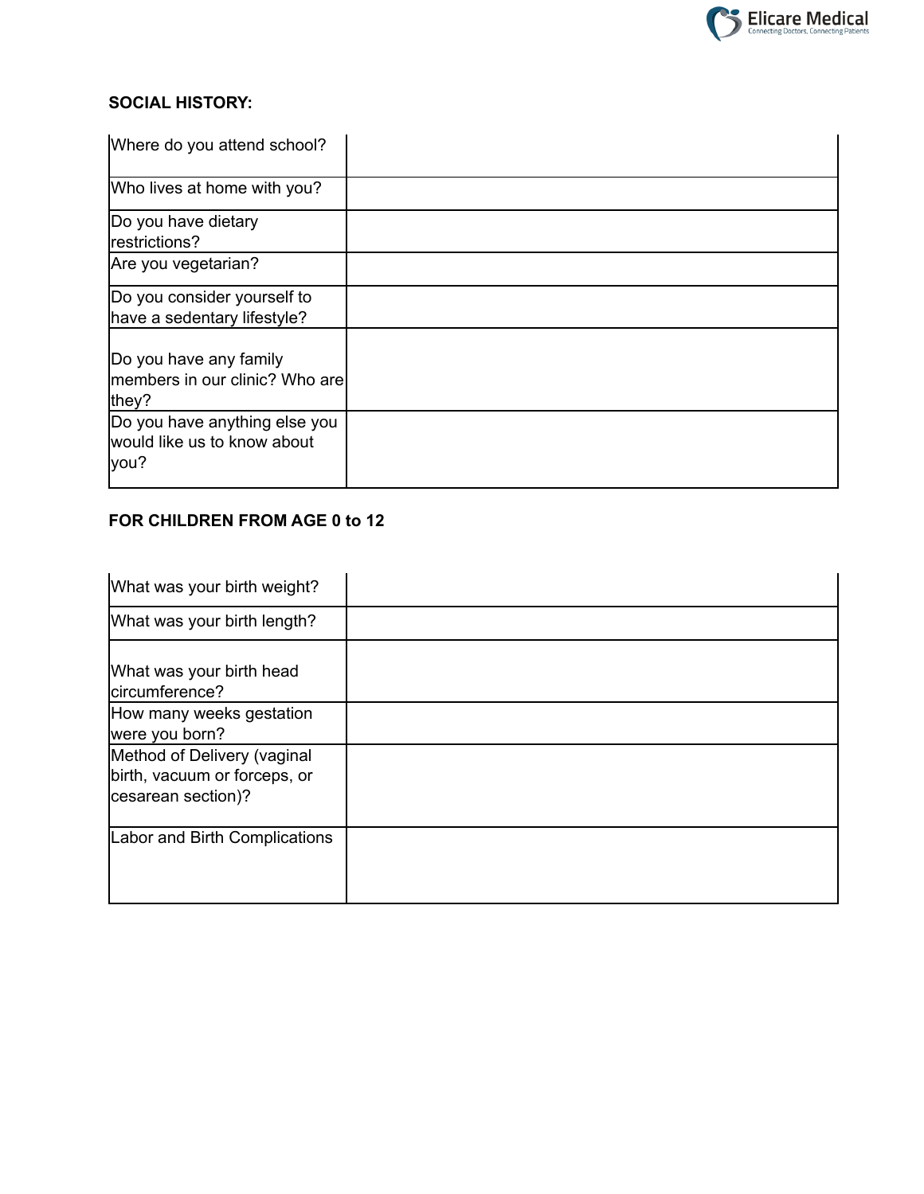**SOCIAL HISTORY:**

| | |
|---|---|
| Where do you attend school? | |
| Who lives at home with you? | |
| Do you have dietary restrictions? | |
| Are you vegetarian? | |
| Do you consider yourself to have a sedentary lifestyle? | |
| Do you have any family members in our clinic? Who are they? | |
| Do you have anything else you would like us to know about you? | |

**FOR CHILDREN FROM AGE 0 to 12**

| | |
|---|---|
| What was your birth weight? | |
| What was your birth length? | |
| What was your birth head circumference? | |
| How many weeks gestation were you born? | |
| Method of Delivery (vaginal birth, vacuum or forceps, or cesarean section)? | |
| Labor and Birth Complications | |